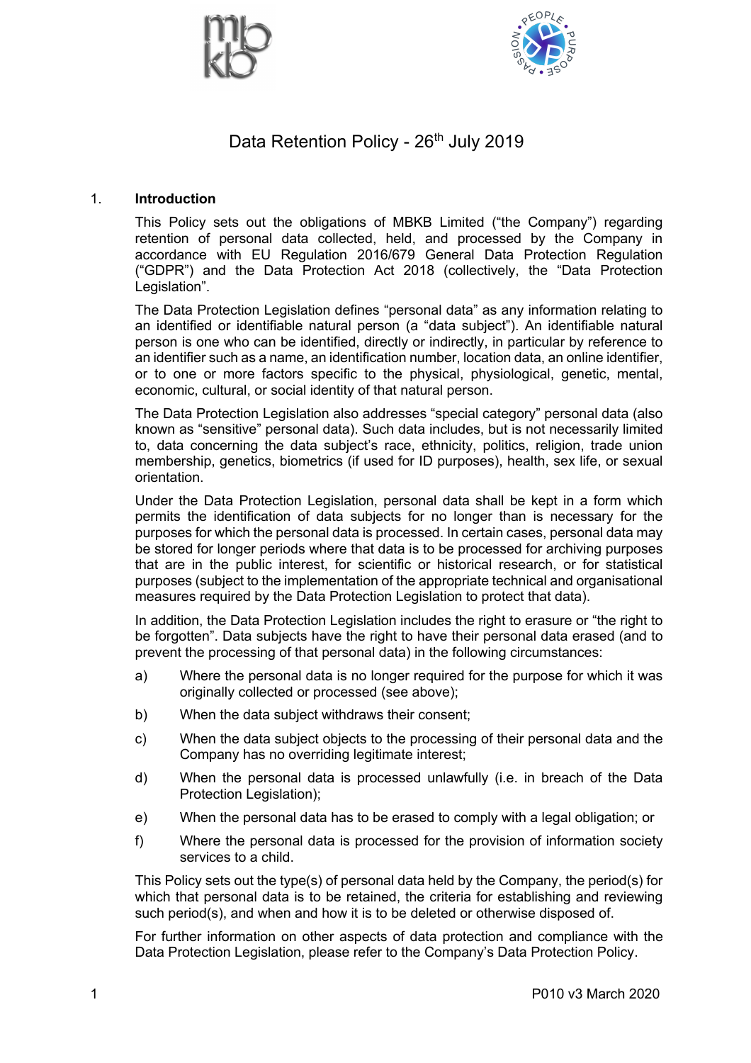# Data Retention Policy - 26th July 2019

## 1. Introduction

This Policy sets out the obligations of MBKB Limited ("the Company") regarding retention of personal data collected, held, and processed by the Company in accordance with EU Regulation 2016/679 General Data Protection Regulation ("GDPR") and the Data Protection Act 2018 (collectively, the "Data Protection Legislation".

The Data Protection Legislation defines "personal data" as any information relating to an identified or identifiable natural person (a "data subject"). An identifiable natural person is one who can be identified, directly or indirectly, in particular by reference to an identifier such as a name, an identification number, location data, an online identifier, or to one or more factors specific to the physical, physiological, genetic, mental, economic, cultural, or social identity of that natural person.

The Data Protection Legislation also addresses "special category" personal data (also known as "sensitive" personal data). Such data includes, but is not necessarily limited to, data concerning the data subject's race, ethnicity, politics, religion, trade union membership, genetics, biometrics (if used for ID purposes), health, sex life, or sexual orientation.

Under the Data Protection Legislation, personal data shall be kept in a form which permits the identification of data subjects for no longer than is necessary for the purposes for which the personal data is processed. In certain cases, personal data may be stored for longer periods where that data is to be processed for archiving purposes that are in the public interest, for scientific or historical research, or for statistical purposes (subject to the implementation of the appropriate technical and organisational measures required by the Data Protection Legislation to protect that data).

In addition, the Data Protection Legislation includes the right to erasure or "the right to be forgotten". Data subjects have the right to have their personal data erased (and to prevent the processing of that personal data) in the following circumstances:

a) Where the personal data is no longer required for the purpose for which it was originally collected or processed (see above);

b) When the data subject withdraws their consent;

c) When the data subject objects to the processing of their personal data and the Company has no overriding legitimate interest;

d) When the personal data is processed unlawfully (i.e. in breach of the Data Protection Legislation);

e) When the personal data has to be erased to comply with a legal obligation; or

f) Where the personal data is processed for the provision of information society services to a child.

This Policy sets out the type(s) of personal data held by the Company, the period(s) for which that personal data is to be retained, the criteria for establishing and reviewing such period(s), and when and how it is to be deleted or otherwise disposed of.

For further information on other aspects of data protection and compliance with the Data Protection Legislation, please refer to the Company's Data Protection Policy.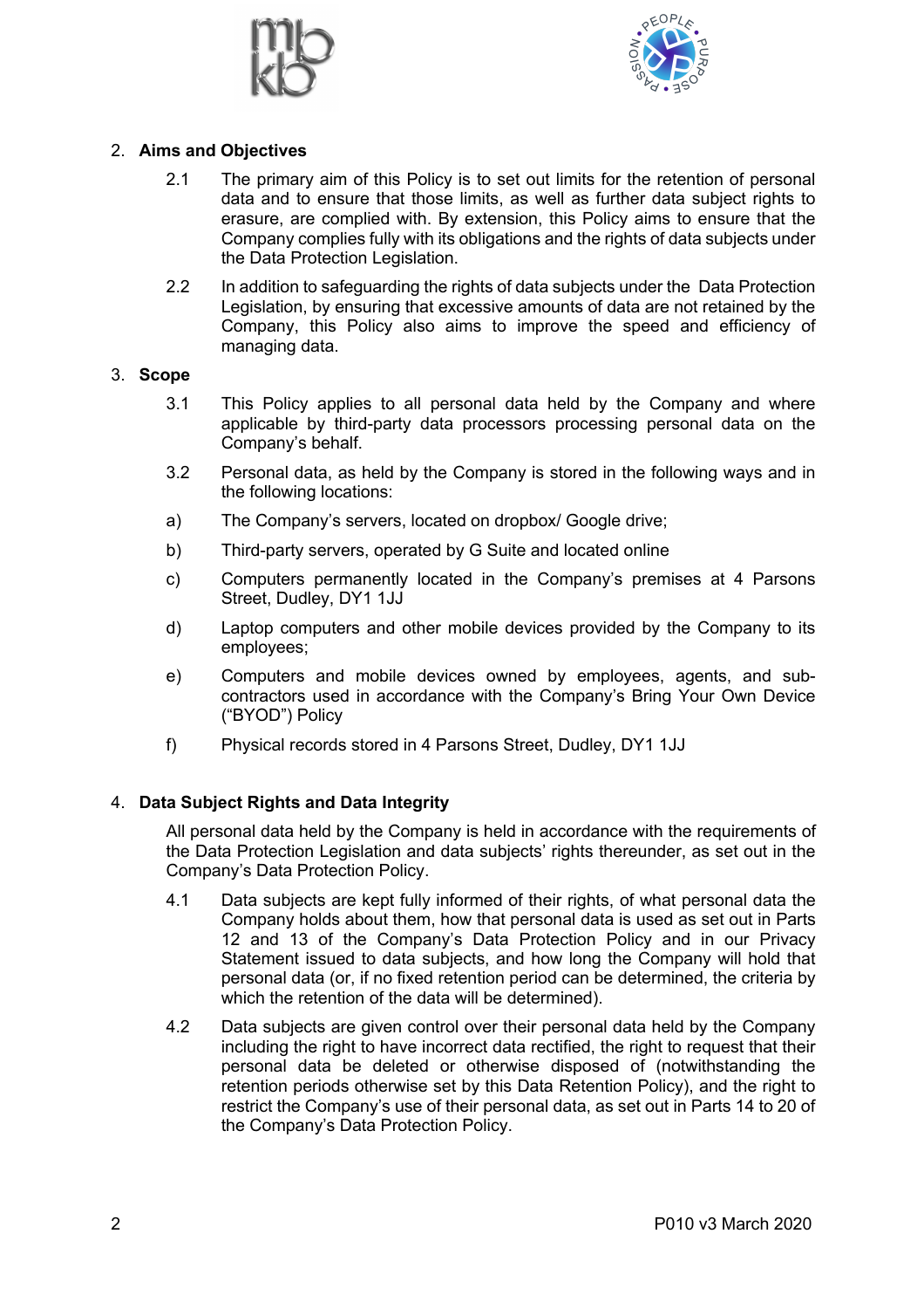## 2. Aims and Objectives

2.1 The primary aim of this Policy is to set out limits for the retention of personal data and to ensure that those limits, as well as further data subject rights to erasure, are complied with. By extension, this Policy aims to ensure that the Company complies fully with its obligations and the rights of data subjects under the Data Protection Legislation.

2.2 In addition to safeguarding the rights of data subjects under the Data Protection Legislation, by ensuring that excessive amounts of data are not retained by the Company, this Policy also aims to improve the speed and efficiency of managing data.

## 3. Scope

3.1 This Policy applies to all personal data held by the Company and where applicable by third-party data processors processing personal data on the Company's behalf.

3.2 Personal data, as held by the Company is stored in the following ways and in the following locations:

a) The Company's servers, located on dropbox/ Google drive;

b) Third-party servers, operated by G Suite and located online

c) Computers permanently located in the Company's premises at 4 Parsons Street, Dudley, DY1 1JJ

d) Laptop computers and other mobile devices provided by the Company to its employees;

e) Computers and mobile devices owned by employees, agents, and sub-contractors used in accordance with the Company's Bring Your Own Device ("BYOD") Policy

f) Physical records stored in 4 Parsons Street, Dudley, DY1 1JJ

## 4. Data Subject Rights and Data Integrity

All personal data held by the Company is held in accordance with the requirements of the Data Protection Legislation and data subjects' rights thereunder, as set out in the Company's Data Protection Policy.

4.1 Data subjects are kept fully informed of their rights, of what personal data the Company holds about them, how that personal data is used as set out in Parts 12 and 13 of the Company's Data Protection Policy and in our Privacy Statement issued to data subjects, and how long the Company will hold that personal data (or, if no fixed retention period can be determined, the criteria by which the retention of the data will be determined).

4.2 Data subjects are given control over their personal data held by the Company including the right to have incorrect data rectified, the right to request that their personal data be deleted or otherwise disposed of (notwithstanding the retention periods otherwise set by this Data Retention Policy), and the right to restrict the Company's use of their personal data, as set out in Parts 14 to 20 of the Company's Data Protection Policy.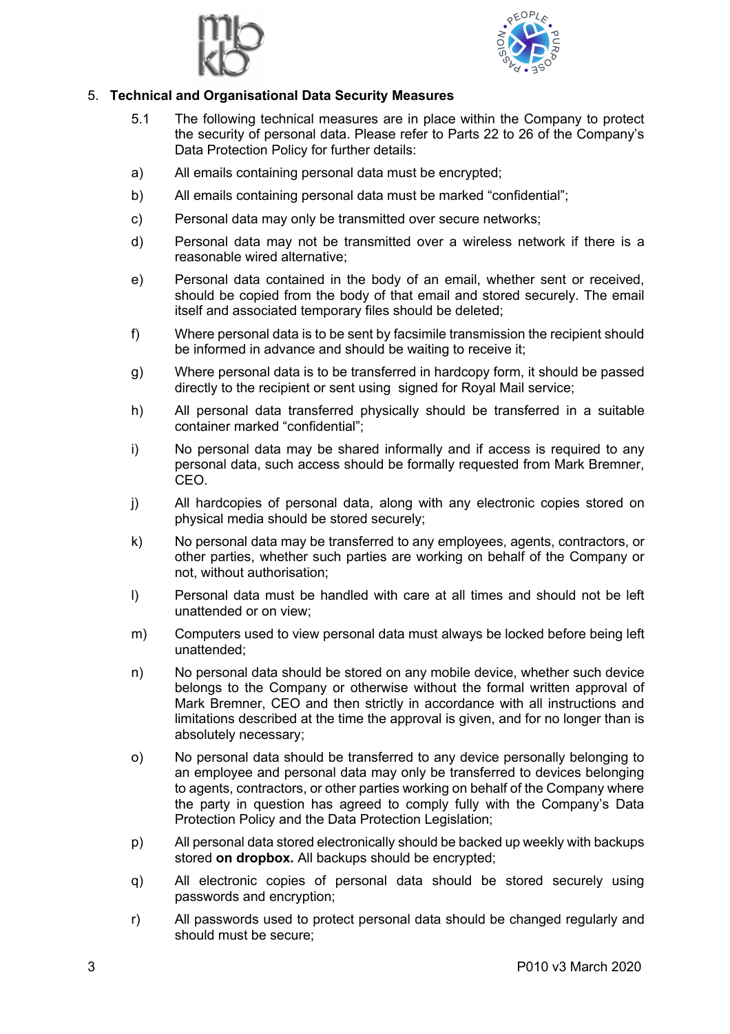## 5. Technical and Organisational Data Security Measures

5.1 The following technical measures are in place within the Company to protect the security of personal data. Please refer to Parts 22 to 26 of the Company's Data Protection Policy for further details:

a) All emails containing personal data must be encrypted;

b) All emails containing personal data must be marked "confidential";

c) Personal data may only be transmitted over secure networks;

d) Personal data may not be transmitted over a wireless network if there is a reasonable wired alternative;

e) Personal data contained in the body of an email, whether sent or received, should be copied from the body of that email and stored securely. The email itself and associated temporary files should be deleted;

f) Where personal data is to be sent by facsimile transmission the recipient should be informed in advance and should be waiting to receive it;

g) Where personal data is to be transferred in hardcopy form, it should be passed directly to the recipient or sent using signed for Royal Mail service;

h) All personal data transferred physically should be transferred in a suitable container marked "confidential";

i) No personal data may be shared informally and if access is required to any personal data, such access should be formally requested from Mark Bremner, CEO.

j) All hardcopies of personal data, along with any electronic copies stored on physical media should be stored securely;

k) No personal data may be transferred to any employees, agents, contractors, or other parties, whether such parties are working on behalf of the Company or not, without authorisation;

l) Personal data must be handled with care at all times and should not be left unattended or on view;

m) Computers used to view personal data must always be locked before being left unattended;

n) No personal data should be stored on any mobile device, whether such device belongs to the Company or otherwise without the formal written approval of Mark Bremner, CEO and then strictly in accordance with all instructions and limitations described at the time the approval is given, and for no longer than is absolutely necessary;

o) No personal data should be transferred to any device personally belonging to an employee and personal data may only be transferred to devices belonging to agents, contractors, or other parties working on behalf of the Company where the party in question has agreed to comply fully with the Company's Data Protection Policy and the Data Protection Legislation;

p) All personal data stored electronically should be backed up weekly with backups stored **on dropbox.** All backups should be encrypted;

q) All electronic copies of personal data should be stored securely using passwords and encryption;

r) All passwords used to protect personal data should be changed regularly and should must be secure;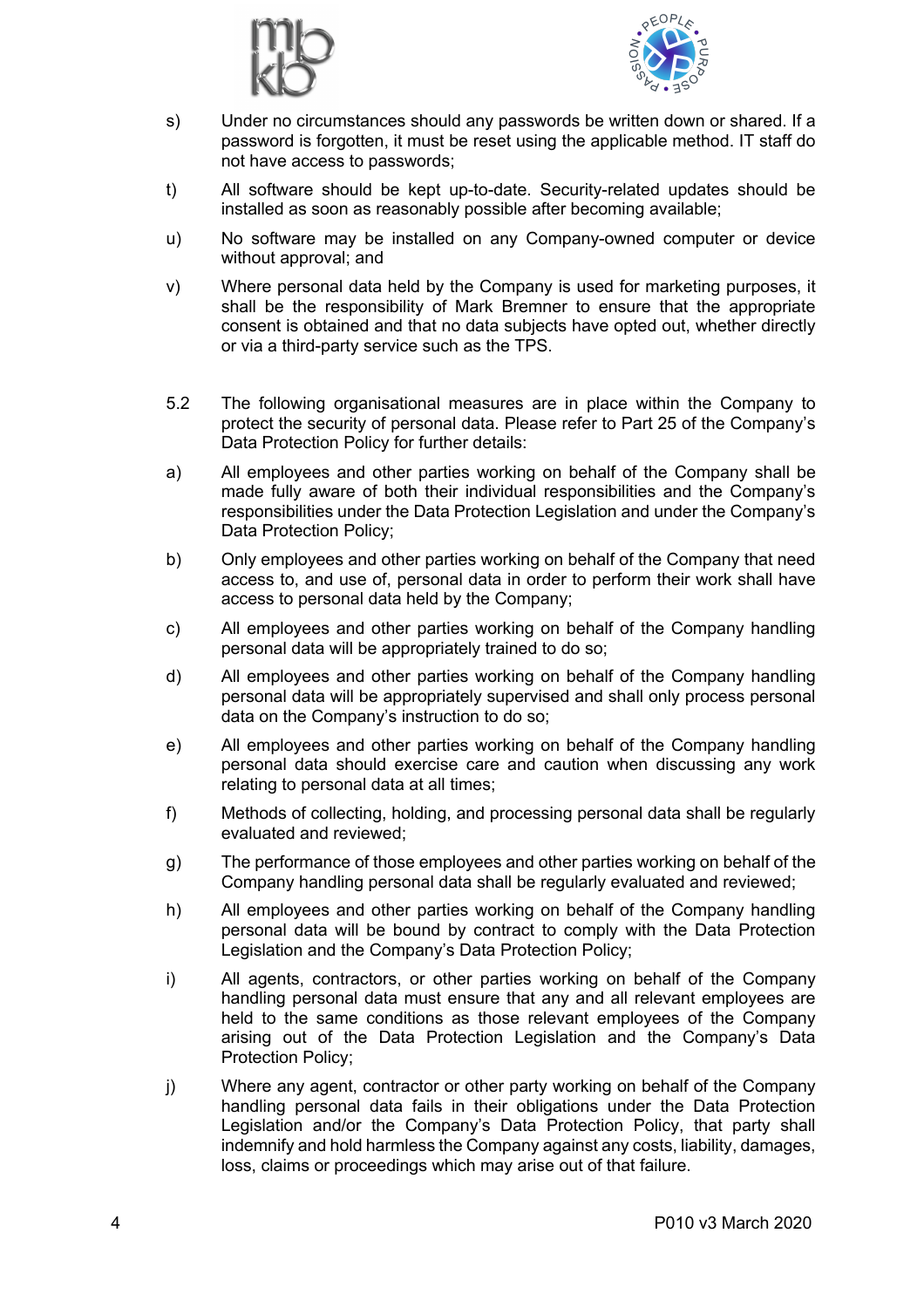s) Under no circumstances should any passwords be written down or shared. If a password is forgotten, it must be reset using the applicable method. IT staff do not have access to passwords;

t) All software should be kept up-to-date. Security-related updates should be installed as soon as reasonably possible after becoming available;

u) No software may be installed on any Company-owned computer or device without approval; and

v) Where personal data held by the Company is used for marketing purposes, it shall be the responsibility of Mark Bremner to ensure that the appropriate consent is obtained and that no data subjects have opted out, whether directly or via a third-party service such as the TPS.

5.2 The following organisational measures are in place within the Company to protect the security of personal data. Please refer to Part 25 of the Company's Data Protection Policy for further details:

a) All employees and other parties working on behalf of the Company shall be made fully aware of both their individual responsibilities and the Company's responsibilities under the Data Protection Legislation and under the Company's Data Protection Policy;

b) Only employees and other parties working on behalf of the Company that need access to, and use of, personal data in order to perform their work shall have access to personal data held by the Company;

c) All employees and other parties working on behalf of the Company handling personal data will be appropriately trained to do so;

d) All employees and other parties working on behalf of the Company handling personal data will be appropriately supervised and shall only process personal data on the Company's instruction to do so;

e) All employees and other parties working on behalf of the Company handling personal data should exercise care and caution when discussing any work relating to personal data at all times;

f) Methods of collecting, holding, and processing personal data shall be regularly evaluated and reviewed;

g) The performance of those employees and other parties working on behalf of the Company handling personal data shall be regularly evaluated and reviewed;

h) All employees and other parties working on behalf of the Company handling personal data will be bound by contract to comply with the Data Protection Legislation and the Company's Data Protection Policy;

i) All agents, contractors, or other parties working on behalf of the Company handling personal data must ensure that any and all relevant employees are held to the same conditions as those relevant employees of the Company arising out of the Data Protection Legislation and the Company's Data Protection Policy;

j) Where any agent, contractor or other party working on behalf of the Company handling personal data fails in their obligations under the Data Protection Legislation and/or the Company's Data Protection Policy, that party shall indemnify and hold harmless the Company against any costs, liability, damages, loss, claims or proceedings which may arise out of that failure.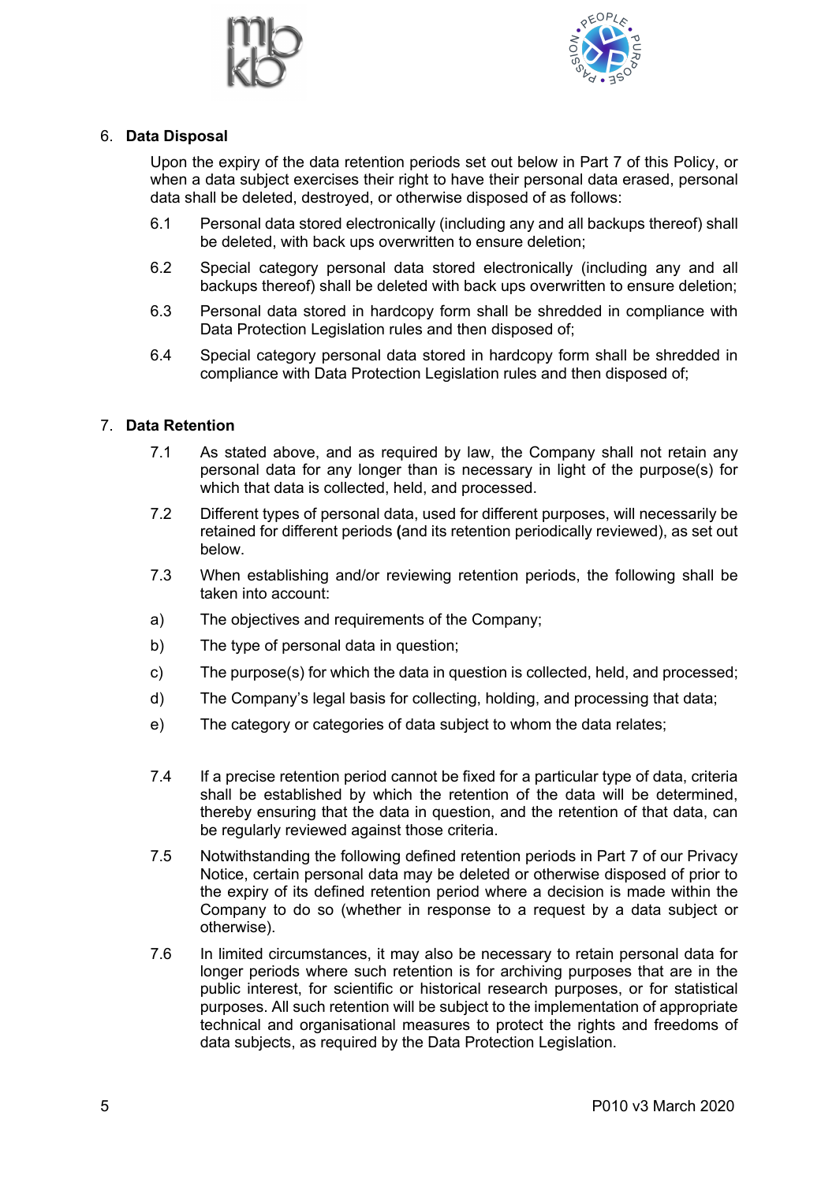## 6. Data Disposal

Upon the expiry of the data retention periods set out below in Part 7 of this Policy, or when a data subject exercises their right to have their personal data erased, personal data shall be deleted, destroyed, or otherwise disposed of as follows:

6.1 Personal data stored electronically (including any and all backups thereof) shall be deleted, with back ups overwritten to ensure deletion;

6.2 Special category personal data stored electronically (including any and all backups thereof) shall be deleted with back ups overwritten to ensure deletion;

6.3 Personal data stored in hardcopy form shall be shredded in compliance with Data Protection Legislation rules and then disposed of;

6.4 Special category personal data stored in hardcopy form shall be shredded in compliance with Data Protection Legislation rules and then disposed of;

## 7. Data Retention

7.1 As stated above, and as required by law, the Company shall not retain any personal data for any longer than is necessary in light of the purpose(s) for which that data is collected, held, and processed.

7.2 Different types of personal data, used for different purposes, will necessarily be retained for different periods **(**and its retention periodically reviewed), as set out below.

7.3 When establishing and/or reviewing retention periods, the following shall be taken into account:

a) The objectives and requirements of the Company;

b) The type of personal data in question;

c) The purpose(s) for which the data in question is collected, held, and processed;

d) The Company's legal basis for collecting, holding, and processing that data;

e) The category or categories of data subject to whom the data relates;

7.4 If a precise retention period cannot be fixed for a particular type of data, criteria shall be established by which the retention of the data will be determined, thereby ensuring that the data in question, and the retention of that data, can be regularly reviewed against those criteria.

7.5 Notwithstanding the following defined retention periods in Part 7 of our Privacy Notice, certain personal data may be deleted or otherwise disposed of prior to the expiry of its defined retention period where a decision is made within the Company to do so (whether in response to a request by a data subject or otherwise).

7.6 In limited circumstances, it may also be necessary to retain personal data for longer periods where such retention is for archiving purposes that are in the public interest, for scientific or historical research purposes, or for statistical purposes. All such retention will be subject to the implementation of appropriate technical and organisational measures to protect the rights and freedoms of data subjects, as required by the Data Protection Legislation.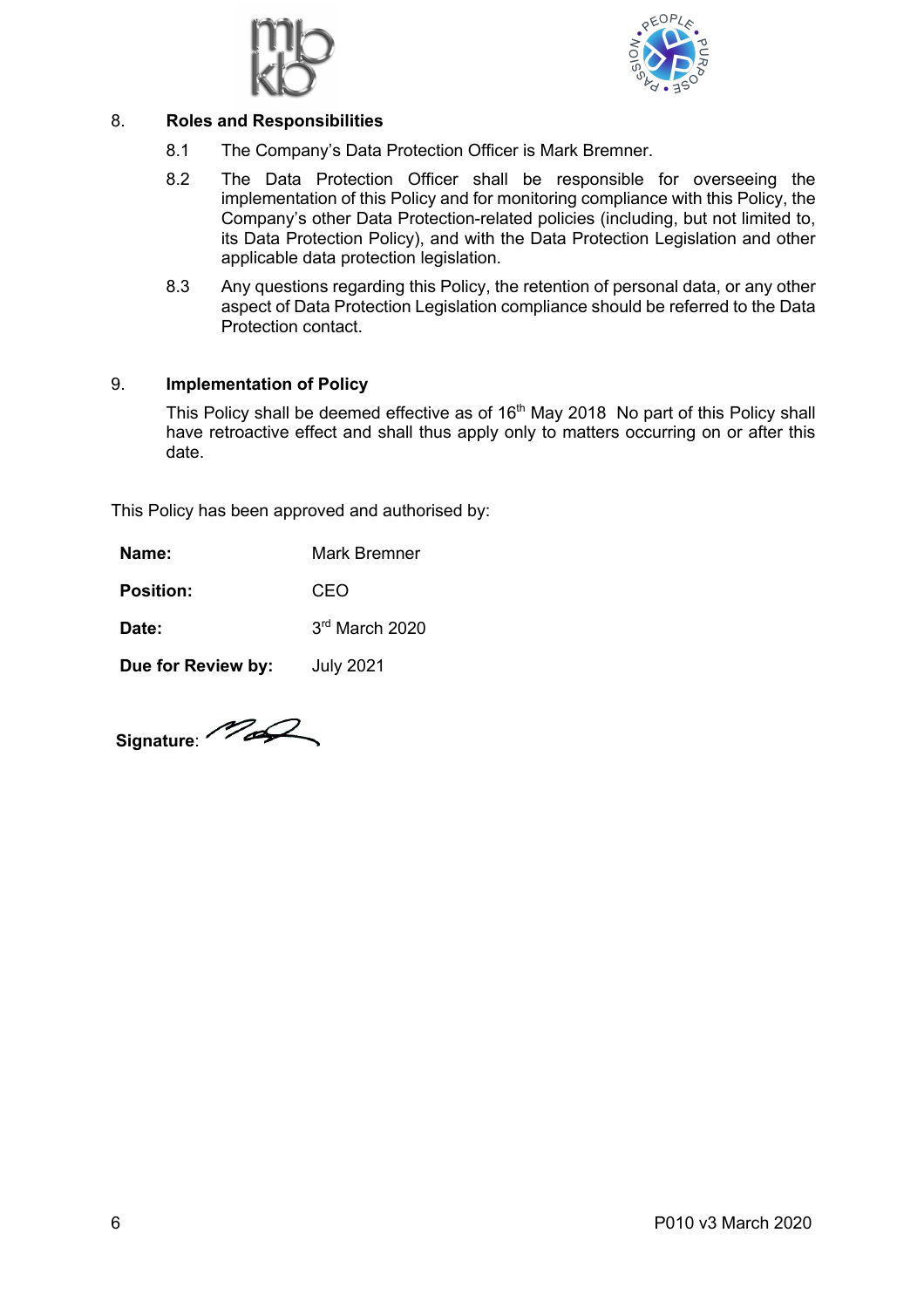## 8. Roles and Responsibilities

8.1 The Company's Data Protection Officer is Mark Bremner.

8.2 The Data Protection Officer shall be responsible for overseeing the implementation of this Policy and for monitoring compliance with this Policy, the Company's other Data Protection-related policies (including, but not limited to, its Data Protection Policy), and with the Data Protection Legislation and other applicable data protection legislation.

8.3 Any questions regarding this Policy, the retention of personal data, or any other aspect of Data Protection Legislation compliance should be referred to the Data Protection contact.

## 9. Implementation of Policy

This Policy shall be deemed effective as of 16th May 2018 No part of this Policy shall have retroactive effect and shall thus apply only to matters occurring on or after this date.

This Policy has been approved and authorised by:

| | |
|---|---|
| **Name:** | Mark Bremner |
| **Position:** | CEO |
| **Date:** | 3rd March 2020 |
| **Due for Review by:** | July 2021 |

**Signature**: